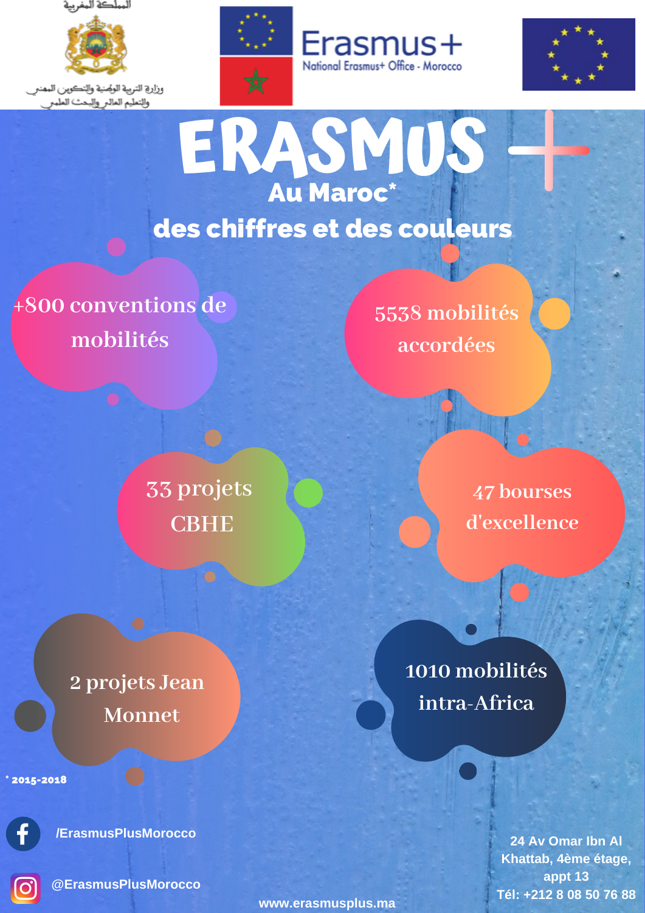المملكة المغربية

وزارة التربية الوطنية والتكوين المهني والتعليم العالي والبحث العلمي

Erasmus+

National Erasmus+ Office - Morocco

# ERASMUS +

## Au Maroc*

## des chiffres et des couleurs

+800 conventions de mobilités

5538 mobilités accordées

33 projets CBHE

47 bourses d'excellence

2 projets Jean Monnet

1010 mobilités intra-Africa

* 2015-2018

/ErasmusPlusMorocco

@ErasmusPlusMorocco

www.erasmusplus.ma

24 Av Omar Ibn Al Khattab, 4ème étage, appt 13

Tél: +212 8 08 50 76 88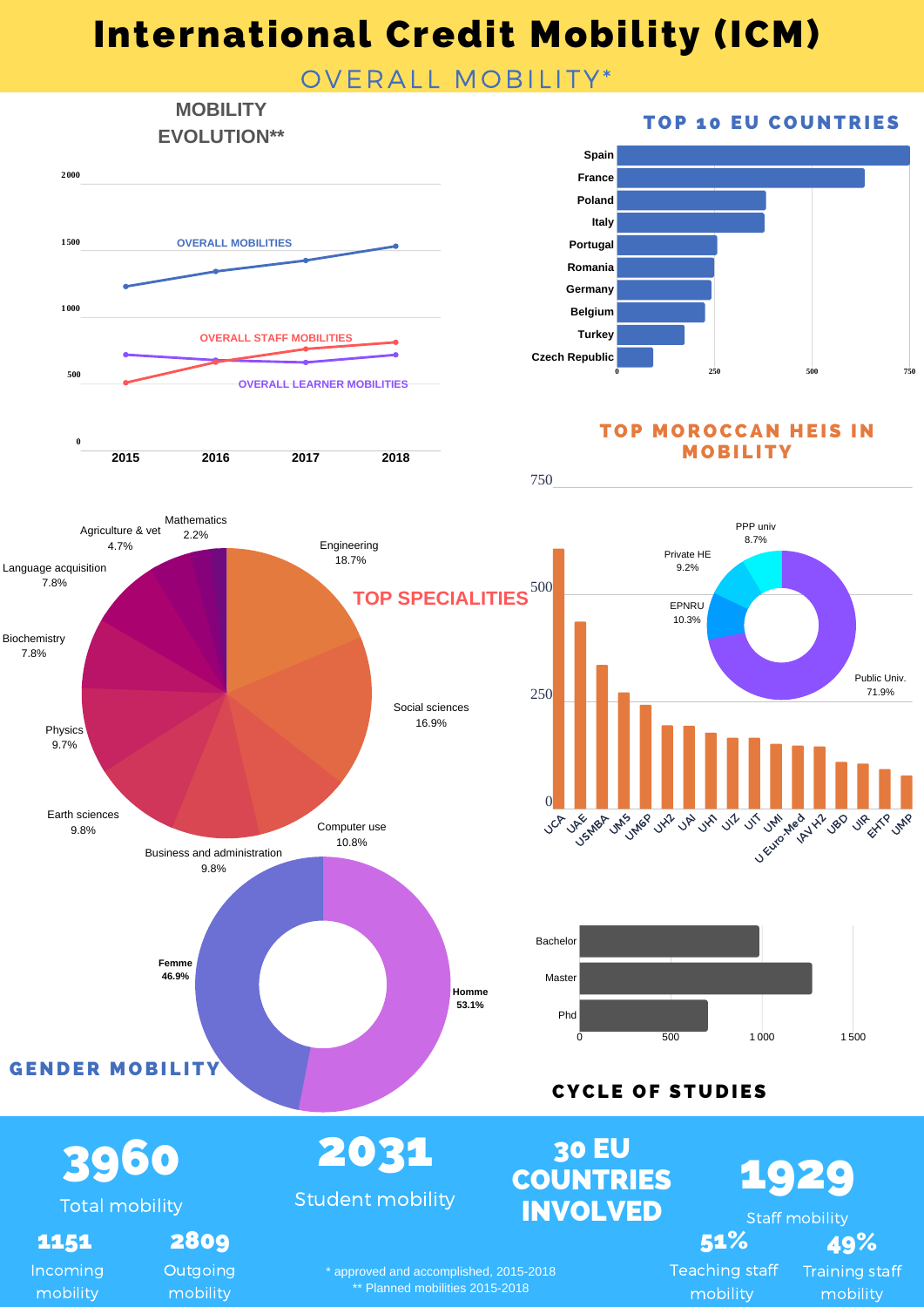# International Credit Mobility (ICM)

## OVERALL MOBILITY*

### MOBILITY EVOLUTION**

| | 2015 | 2016 | 2017 | 2018 |
|---|---|---|---|---|
| OVERALL MOBILITIES | | | | |
| OVERALL STAFF MOBILITIES | | | | |
| OVERALL LEARNER MOBILITIES | | | | |

### TOP 10 EU COUNTRIES

- Spain
- France
- Poland
- Italy
- Portugal
- Romania
- Germany
- Belgium
- Turkey
- Czech Republic

### TOP MOROCCAN HEIS IN MOBILITY

UCA, UAE, USMBA, UM5, UM6P, UH2, UAI, UH1, UIZ, UIT, UMI, U Euro-Med, IAV H2, UBD, UIR, EHTP, UMP

- Public Univ. 71.9%
- EPNRU 10.3%
- Private HE 9.2%
- PPP univ 8.7%

### TOP SPECIALITIES

- Engineering 18.7%
- Social sciences 16.9%
- Computer use 10.8%
- Business and administration 9.8%
- Earth sciences 9.8%
- Physics 9.7%
- Biochemistry 7.8%
- Language acquisition 7.8%
- Agriculture & vet 4.7%
- Mathematics 2.2%

### GENDER MOBILITY

- Femme 46.9%
- Homme 53.1%

### CYCLE OF STUDIES

- Bachelor
- Master
- Phd

**3960** Total mobility

**1151** Incoming mobility

**2809** Outgoing mobility

**2031** Student mobility

**30 EU COUNTRIES INVOLVED**

**1929** Staff mobility

**51%** Teaching staff mobility

**49%** Training staff mobility

\* approved and accomplished, 2015-2018

\*\* Planned mobilities 2015-2018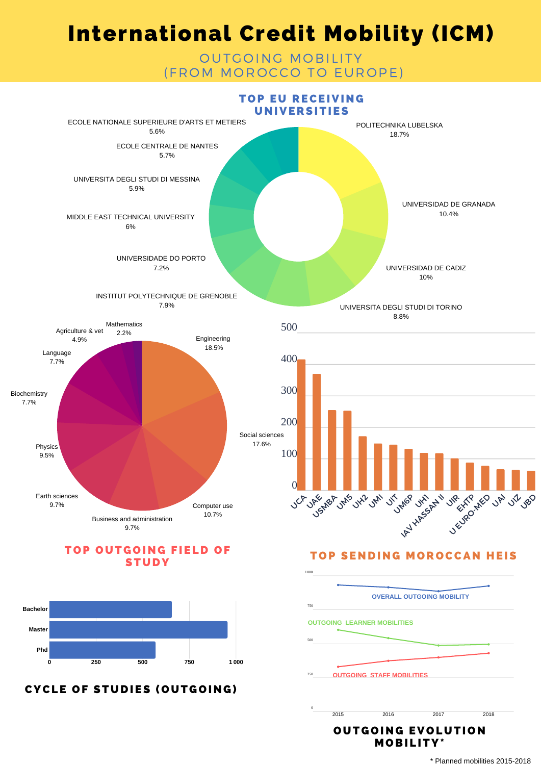# International Credit Mobility (ICM)

## OUTGOING MOBILITY (FROM MOROCCO TO EUROPE)

### TOP EU RECEIVING UNIVERSITIES

| University | Share |
|---|---|
| POLITECHNIKA LUBELSKA | 18.7% |
| UNIVERSIDAD DE GRANADA | 10.4% |
| UNIVERSIDAD DE CADIZ | 10% |
| UNIVERSITA DEGLI STUDI DI TORINO | 8.8% |
| INSTITUT POLYTECHNIQUE DE GRENOBLE | 7.9% |
| UNIVERSIDADE DO PORTO | 7.2% |
| MIDDLE EAST TECHNICAL UNIVERSITY | 6% |
| UNIVERSITA DEGLI STUDI DI MESSINA | 5.9% |
| ECOLE CENTRALE DE NANTES | 5.7% |
| ECOLE NATIONALE SUPERIEURE D'ARTS ET METIERS | 5.6% |

### TOP OUTGOING FIELD OF STUDY

| Field | Share |
|---|---|
| Engineering | 18.5% |
| Social sciences | 17.6% |
| Computer use | 10.7% |
| Business and administration | 9.7% |
| Earth sciences | 9.7% |
| Physics | 9.5% |
| Biochemistry | 7.7% |
| Language | 7.7% |
| Agriculture & vet | 4.9% |
| Mathematics | 2.2% |

### TOP SENDING MOROCCAN HEIS

UCA, UAE, USMBA, UM5, UH2, UMI, UIT, UM6P, UH1, IAV HASSAN II, UIR, EHTP, U EURO-MED, UAI, UIZ, UBD

### CYCLE OF STUDIES (OUTGOING)

Bachelor, Master, Phd

### OUTGOING EVOLUTION MOBILITY*

OVERALL OUTGOING MOBILITY

OUTGOING LEARNER MOBILITIES

OUTGOING STAFF MOBILITIES

2015, 2016, 2017, 2018

\* Planned mobilities 2015-2018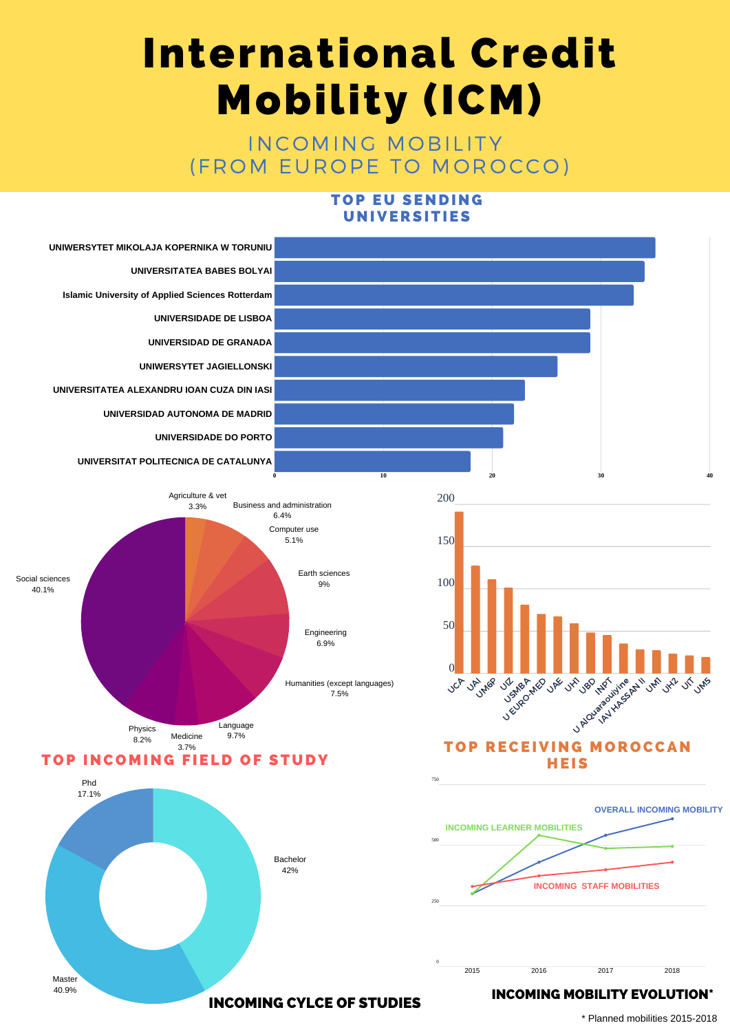# International Credit Mobility (ICM)

## INCOMING MOBILITY (FROM EUROPE TO MOROCCO)

### TOP EU SENDING UNIVERSITIES

UNIWERSYTET MIKOLAJA KOPERNIKA W TORUNIU
UNIVERSITATEA BABES BOLYAI
Islamic University of Applied Sciences Rotterdam
UNIVERSIDADE DE LISBOA
UNIVERSIDAD DE GRANADA
UNIWERSYTET JAGIELLONSKI
UNIVERSITATEA ALEXANDRU IOAN CUZA DIN IASI
UNIVERSIDAD AUTONOMA DE MADRID
UNIVERSIDADE DO PORTO
UNIVERSITAT POLITECNICA DE CATALUNYA

0
10
20
30
40

### TOP INCOMING FIELD OF STUDY

Agriculture & vet 3.3%
Business and administration 6.4%
Computer use 5.1%
Earth sciences 9%
Engineering 6.9%
Humanities (except languages) 7.5%
Language 9.7%
Medicine 3.7%
Physics 8.2%
Social sciences 40.1%

### TOP RECEIVING MOROCCAN HEIS

200
150
100
50
0

UCA
UAI
UM6P
UIZ
USMBA
U EURO-MED
UAE
UHI
UBD
INPT
U AlQuaraouiyine
IAV HASSAN II
UMI
UH2
UIT
UM5

### INCOMING CYLCE OF STUDIES

Phd 17.1%
Bachelor 42%
Master 40.9%

### INCOMING MOBILITY EVOLUTION*

750
500
250
0

2015
2016
2017
2018

OVERALL INCOMING MOBILITY
INCOMING LEARNER MOBILITIES
INCOMING STAFF MOBILITIES

\* Planned mobilities 2015-2018